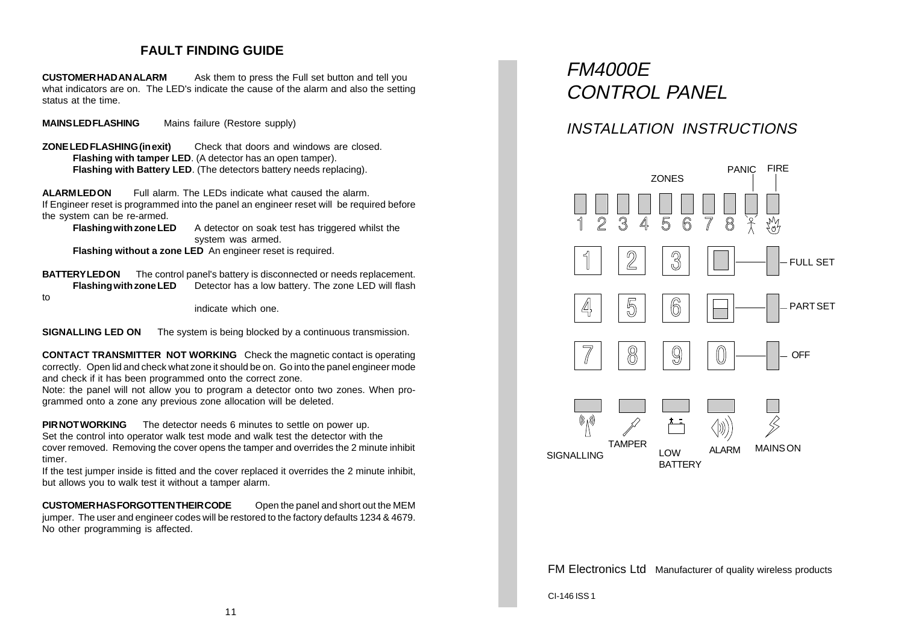## FAULT FINDING GUIDE

**CUSTOMER HAD AN ALARM** Ask them to press the Full set button and tell you what indicators are on. The LED's indicate the cause of the alarm and also the setting status at the time.

**MAINS LED FLASHING** Mains failure (Restore supply)

**ZONE LED FLASHING (in exit)** Check that doors and windows are closed.
**Flashing with tamper LED**. (A detector has an open tamper).
**Flashing with Battery LED**. (The detectors battery needs replacing).

**ALARM LED ON** Full alarm. The LEDs indicate what caused the alarm.
If Engineer reset is programmed into the panel an engineer reset will be required before the system can be re-armed.
**Flashing with zone LED** A detector on soak test has triggered whilst the system was armed.
**Flashing without a zone LED** An engineer reset is required.

**BATTERY LED ON** The control panel's battery is disconnected or needs replacement.
**Flashing with zone LED** Detector has a low battery. The zone LED will flash to indicate which one.

**SIGNALLING LED ON** The system is being blocked by a continuous transmission.

**CONTACT TRANSMITTER NOT WORKING** Check the magnetic contact is operating correctly. Open lid and check what zone it should be on. Go into the panel engineer mode and check if it has been programmed onto the correct zone.
Note: the panel will not allow you to program a detector onto two zones. When programmed onto a zone any previous zone allocation will be deleted.

**PIR NOT WORKING** The detector needs 6 minutes to settle on power up.
Set the control into operator walk test mode and walk test the detector with the cover removed. Removing the cover opens the tamper and overrides the 2 minute inhibit timer.
If the test jumper inside is fitted and the cover replaced it overrides the 2 minute inhibit, but allows you to walk test it without a tamper alarm.

**CUSTOMER HAS FORGOTTEN THEIR CODE** Open the panel and short out the MEM jumper. The user and engineer codes will be restored to the factory defaults 1234 & 4679. No other programming is affected.

# *FM4000E CONTROL PANEL*

## *INSTALLATION INSTRUCTIONS*

ZONES 1 2 3 4 5 6 7 8 — PANIC — FIRE

1 2 3 — FULL SET
4 5 6 — PART SET
7 8 9 0 — OFF

SIGNALLING · TAMPER · LOW BATTERY · ALARM · MAINS ON

FM Electronics Ltd Manufacturer of quality wireless products

CI-146 ISS 1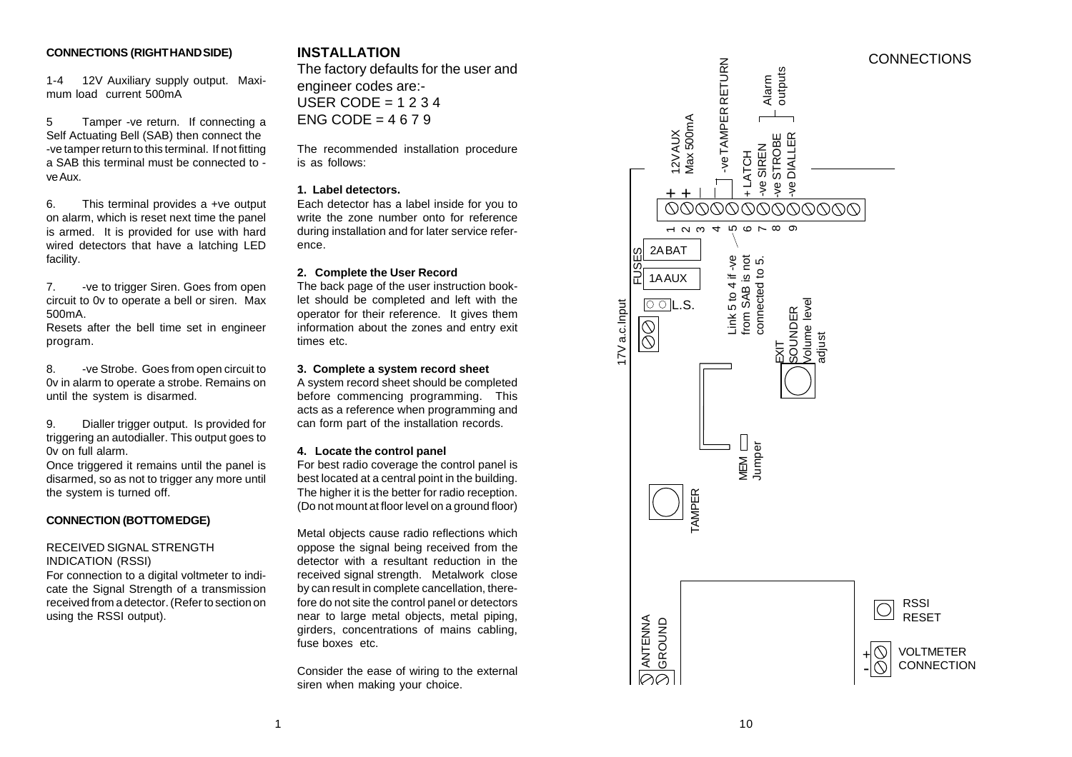**CONNECTIONS (RIGHT HAND SIDE)**

1-4 12V Auxiliary supply output. Maximum load current 500mA

5 Tamper -ve return. If connecting a Self Actuating Bell (SAB) then connect the -ve tamper return to this terminal. If not fitting a SAB this terminal must be connected to -ve Aux.

6. This terminal provides a +ve output on alarm, which is reset next time the panel is armed. It is provided for use with hard wired detectors that have a latching LED facility.

7. -ve to trigger Siren. Goes from open circuit to 0v to operate a bell or siren. Max 500mA.
Resets after the bell time set in engineer program.

8. -ve Strobe. Goes from open circuit to 0v in alarm to operate a strobe. Remains on until the system is disarmed.

9. Dialler trigger output. Is provided for triggering an autodialler. This output goes to 0v on full alarm.
Once triggered it remains until the panel is disarmed, so as not to trigger any more until the system is turned off.

**CONNECTION (BOTTOM EDGE)**

RECEIVED SIGNAL STRENGTH INDICATION (RSSI)
For connection to a digital voltmeter to indicate the Signal Strength of a transmission received from a detector. (Refer to section on using the RSSI output).

## INSTALLATION

The factory defaults for the user and engineer codes are:-
USER CODE = 1 2 3 4
ENG CODE = 4 6 7 9

The recommended installation procedure is as follows:

**1. Label detectors.**
Each detector has a label inside for you to write the zone number onto for reference during installation and for later service reference.

**2. Complete the User Record**
The back page of the user instruction booklet should be completed and left with the operator for their reference. It gives them information about the zones and entry exit times etc.

**3. Complete a system record sheet**
A system record sheet should be completed before commencing programming. This acts as a reference when programming and can form part of the installation records.

**4. Locate the control panel**
For best radio coverage the control panel is best located at a central point in the building. The higher it is the better for radio reception. (Do not mount at floor level on a ground floor)

Metal objects cause radio reflections which oppose the signal being received from the detector with a resultant reduction in the received signal strength. Metalwork close by can result in complete cancellation, therefore do not site the control panel or detectors near to large metal objects, metal piping, girders, concentrations of mains cabling, fuse boxes etc.

Consider the ease of wiring to the external siren when making your choice.

## CONNECTIONS

- Terminals 1–4: 12V AUX Max 500mA (+ + − −)
- Terminal 5: -ve TAMPER RETURN
- Terminal 6: + LATCH
- Terminal 7: -ve SIREN (Alarm outputs)
- Terminal 8: -ve STROBE (Alarm outputs)
- Terminal 9: -ve DIALLER (Alarm outputs)
- Link 5 to 4 if -ve from SAB is not connected to 5.
- FUSES: 2A BAT, 1A AUX
- L.S.
- 17V a.c. Input
- EXIT SOUNDER Volume level adjust
- MEM Jumper
- TAMPER
- ANTENNA GROUND
- RSSI RESET
- VOLTMETER CONNECTION (+ / -)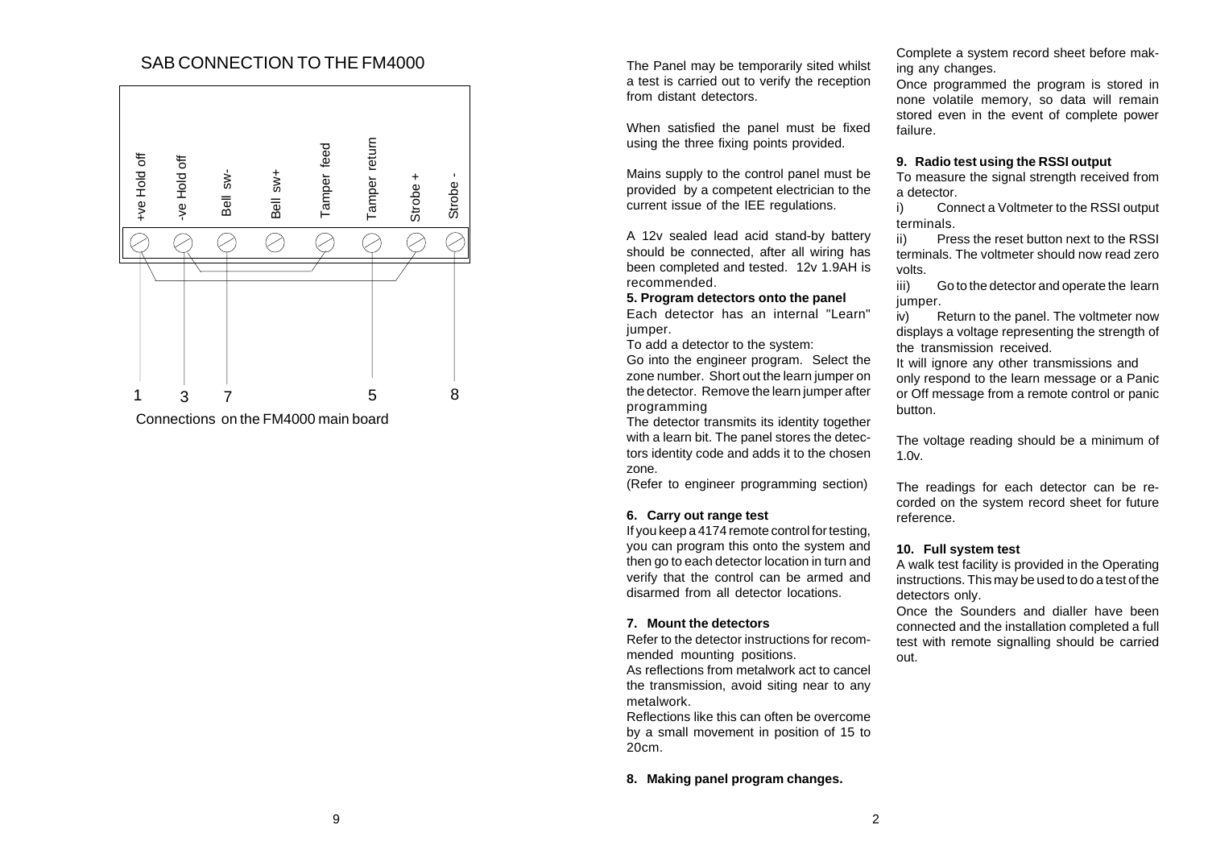## SAB CONNECTION TO THE FM4000

+ve Hold off | -ve Hold off | Bell sw- | Bell sw+ | Tamper feed | Tamper return | Strobe + | Strobe -

1 3 7 5 8

Connections on the FM4000 main board

The Panel may be temporarily sited whilst a test is carried out to verify the reception from distant detectors.

When satisfied the panel must be fixed using the three fixing points provided.

Mains supply to the control panel must be provided by a competent electrician to the current issue of the IEE regulations.

A 12v sealed lead acid stand-by battery should be connected, after all wiring has been completed and tested. 12v 1.9AH is recommended.

**5. Program detectors onto the panel**

Each detector has an internal "Learn" jumper.

To add a detector to the system:

Go into the engineer program. Select the zone number. Short out the learn jumper on the detector. Remove the learn jumper after programming

The detector transmits its identity together with a learn bit. The panel stores the detectors identity code and adds it to the chosen zone.

(Refer to engineer programming section)

**6. Carry out range test**

If you keep a 4174 remote control for testing, you can program this onto the system and then go to each detector location in turn and verify that the control can be armed and disarmed from all detector locations.

**7. Mount the detectors**

Refer to the detector instructions for recommended mounting positions.

As reflections from metalwork act to cancel the transmission, avoid siting near to any metalwork.

Reflections like this can often be overcome by a small movement in position of 15 to 20cm.

**8. Making panel program changes.**

Complete a system record sheet before making any changes.

Once programmed the program is stored in none volatile memory, so data will remain stored even in the event of complete power failure.

**9. Radio test using the RSSI output**

To measure the signal strength received from a detector.

i) Connect a Voltmeter to the RSSI output terminals.

ii) Press the reset button next to the RSSI terminals. The voltmeter should now read zero volts.

iii) Go to the detector and operate the learn jumper.

iv) Return to the panel. The voltmeter now displays a voltage representing the strength of the transmission received.

It will ignore any other transmissions and only respond to the learn message or a Panic or Off message from a remote control or panic button.

The voltage reading should be a minimum of 1.0v.

The readings for each detector can be recorded on the system record sheet for future reference.

**10. Full system test**

A walk test facility is provided in the Operating instructions. This may be used to do a test of the detectors only.

Once the Sounders and dialler have been connected and the installation completed a full test with remote signalling should be carried out.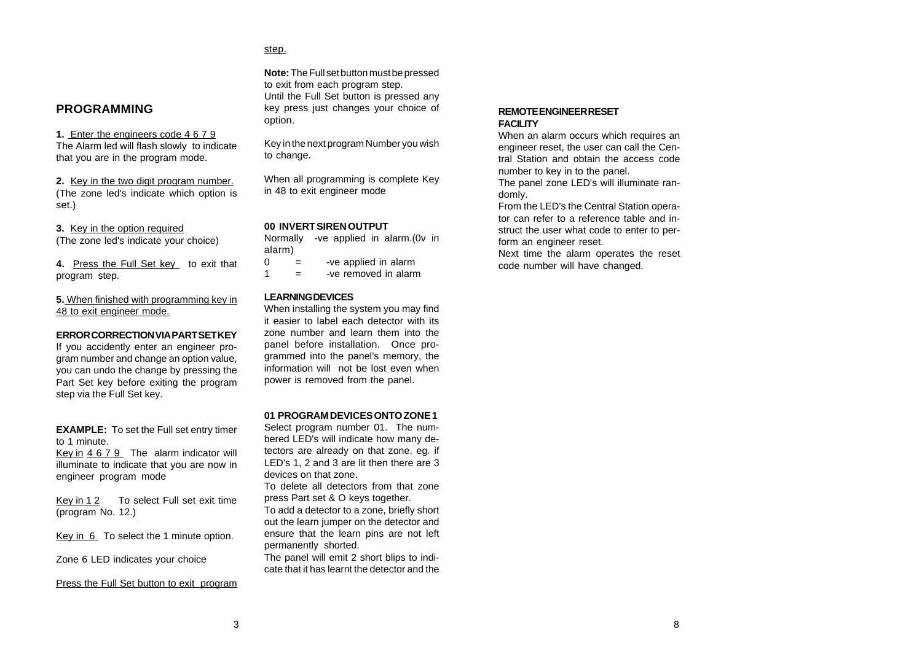## PROGRAMMING

**1.** Enter the engineers code 4 6 7 9
The Alarm led will flash slowly to indicate that you are in the program mode.

**2.** Key in the two digit program number.
(The zone led's indicate which option is set.)

**3.** Key in the option required
(The zone led's indicate your choice)

**4.** Press the Full Set key to exit that program step.

**5.** When finished with programming key in 48 to exit engineer mode.

**ERROR CORRECTION VIA PART SET KEY**
If you accidently enter an engineer program number and change an option value, you can undo the change by pressing the Part Set key before exiting the program step via the Full Set key.

**EXAMPLE:** To set the Full set entry timer to 1 minute.
Key in 4 6 7 9 The alarm indicator will illuminate to indicate that you are now in engineer program mode

Key in 1 2 To select Full set exit time (program No. 12.)

Key in 6 To select the 1 minute option.

Zone 6 LED indicates your choice

Press the Full Set button to exit program step.

**Note:** The Full set button must be pressed to exit from each program step.
Until the Full Set button is pressed any key press just changes your choice of option.

Key in the next program Number you wish to change.

When all programming is complete Key in 48 to exit engineer mode

**00 INVERT SIREN OUTPUT**
Normally -ve applied in alarm.(0v in alarm)

0 = -ve applied in alarm
1 = -ve removed in alarm

**LEARNING DEVICES**
When installing the system you may find it easier to label each detector with its zone number and learn them into the panel before installation. Once programmed into the panel's memory, the information will not be lost even when power is removed from the panel.

**01 PROGRAM DEVICES ONTO ZONE 1**
Select program number 01. The numbered LED's will indicate how many detectors are already on that zone. eg. if LED's 1, 2 and 3 are lit then there are 3 devices on that zone.
To delete all detectors from that zone press Part set & O keys together.
To add a detector to a zone, briefly short out the learn jumper on the detector and ensure that the learn pins are not left permanently shorted.
The panel will emit 2 short blips to indicate that it has learnt the detector and the

**REMOTE ENGINEER RESET FACILITY**
When an alarm occurs which requires an engineer reset, the user can call the Central Station and obtain the access code number to key in to the panel.
The panel zone LED's will illuminate randomly.
From the LED's the Central Station operator can refer to a reference table and instruct the user what code to enter to perform an engineer reset.
Next time the alarm operates the reset code number will have changed.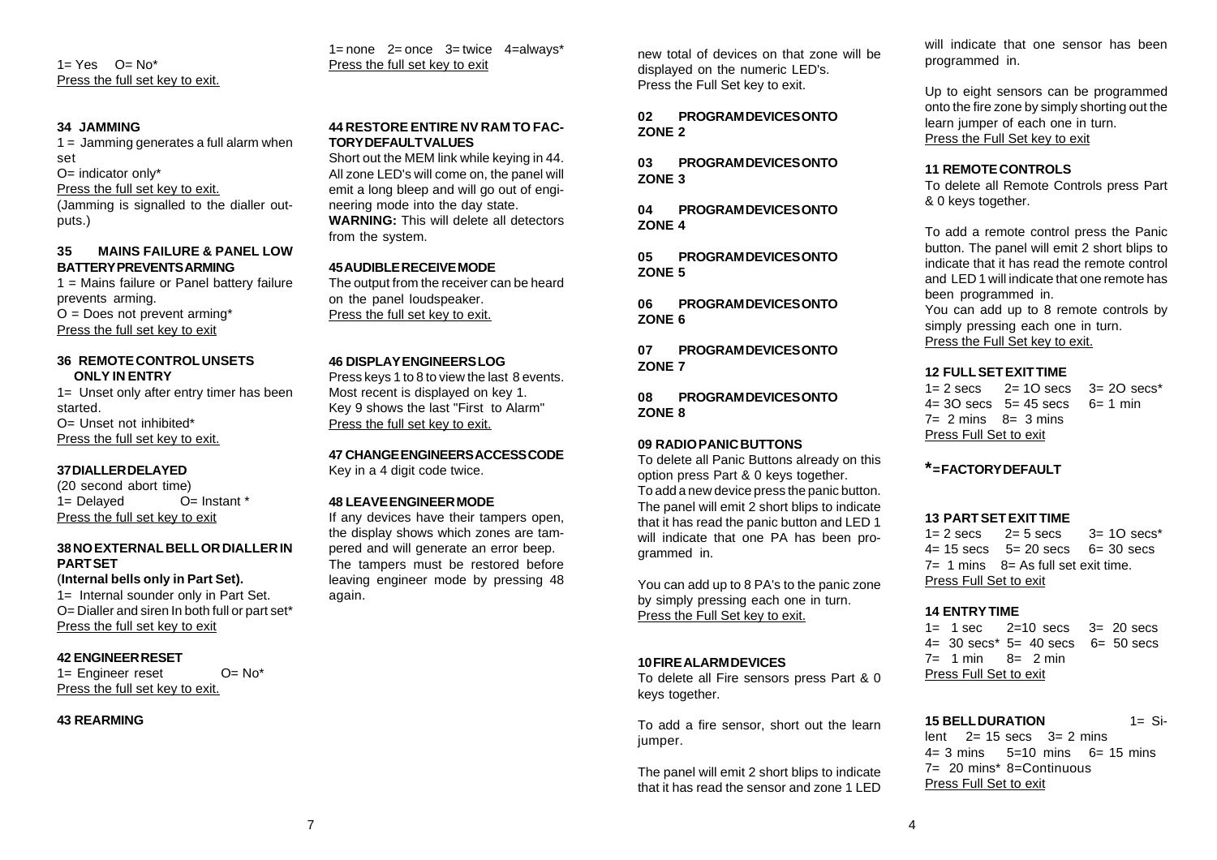1= Yes O= No*
Press the full set key to exit.

**34 JAMMING**

1 = Jamming generates a full alarm when set

O= indicator only*

Press the full set key to exit.

(Jamming is signalled to the dialler outputs.)

**35 MAINS FAILURE & PANEL LOW BATTERY PREVENTS ARMING**

1 = Mains failure or Panel battery failure prevents arming.

O = Does not prevent arming*

Press the full set key to exit

**36 REMOTE CONTROL UNSETS ONLY IN ENTRY**

1= Unset only after entry timer has been started.

O= Unset not inhibited*

Press the full set key to exit.

**37 DIALLER DELAYED**

(20 second abort time)

1= Delayed O= Instant *

Press the full set key to exit

**38 NO EXTERNAL BELL OR DIALLER IN PART SET**

(**Internal bells only in Part Set).**

1= Internal sounder only in Part Set.

O= Dialler and siren In both full or part set*

Press the full set key to exit

**42 ENGINEER RESET**

1= Engineer reset O= No*

Press the full set key to exit.

**43 REARMING**

1= none 2= once 3= twice 4=always*

Press the full set key to exit

**44 RESTORE ENTIRE NV RAM TO FACTORY DEFAULT VALUES**

Short out the MEM link while keying in 44. All zone LED's will come on, the panel will emit a long bleep and will go out of engineering mode into the day state.

**WARNING:** This will delete all detectors from the system.

**45 AUDIBLE RECEIVE MODE**

The output from the receiver can be heard on the panel loudspeaker.

Press the full set key to exit.

**46 DISPLAY ENGINEERS LOG**

Press keys 1 to 8 to view the last 8 events. Most recent is displayed on key 1. Key 9 shows the last "First to Alarm"

Press the full set key to exit.

**47 CHANGE ENGINEERS ACCESS CODE**

Key in a 4 digit code twice.

**48 LEAVE ENGINEER MODE**

If any devices have their tampers open, the display shows which zones are tampered and will generate an error beep. The tampers must be restored before leaving engineer mode by pressing 48 again.

new total of devices on that zone will be displayed on the numeric LED's.
Press the Full Set key to exit.

**02 PROGRAM DEVICES ONTO ZONE 2**

**03 PROGRAM DEVICES ONTO ZONE 3**

**04 PROGRAM DEVICES ONTO ZONE 4**

**05 PROGRAM DEVICES ONTO ZONE 5**

**06 PROGRAM DEVICES ONTO ZONE 6**

**07 PROGRAM DEVICES ONTO ZONE 7**

**08 PROGRAM DEVICES ONTO ZONE 8**

**09 RADIO PANIC BUTTONS**

To delete all Panic Buttons already on this option press Part & 0 keys together.

To add a new device press the panic button. The panel will emit 2 short blips to indicate that it has read the panic button and LED 1 will indicate that one PA has been programmed in.

You can add up to 8 PA's to the panic zone by simply pressing each one in turn.

Press the Full Set key to exit.

**10 FIRE ALARM DEVICES**

To delete all Fire sensors press Part & 0 keys together.

To add a fire sensor, short out the learn jumper.

The panel will emit 2 short blips to indicate that it has read the sensor and zone 1 LED will indicate that one sensor has been programmed in.

Up to eight sensors can be programmed onto the fire zone by simply shorting out the learn jumper of each one in turn.

Press the Full Set key to exit

**11 REMOTE CONTROLS**

To delete all Remote Controls press Part & 0 keys together.

To add a remote control press the Panic button. The panel will emit 2 short blips to indicate that it has read the remote control and LED 1 will indicate that one remote has been programmed in.

You can add up to 8 remote controls by simply pressing each one in turn.

Press the Full Set key to exit.

**12 FULL SET EXIT TIME**

1= 2 secs 2= 1O secs 3= 2O secs*
4= 3O secs 5= 45 secs 6= 1 min
7= 2 mins 8= 3 mins
Press Full Set to exit

**\*= FACTORY DEFAULT**

**13 PART SET EXIT TIME**

1= 2 secs 2= 5 secs 3= 1O secs*
4= 15 secs 5= 20 secs 6= 30 secs
7= 1 mins 8= As full set exit time.
Press Full Set to exit

**14 ENTRY TIME**

1= 1 sec 2=10 secs 3= 20 secs
4= 30 secs* 5= 40 secs 6= 50 secs
7= 1 min 8= 2 min
Press Full Set to exit

**15 BELL DURATION** 1= Silent 2= 15 secs 3= 2 mins
4= 3 mins 5=10 mins 6= 15 mins
7= 20 mins* 8=Continuous
Press Full Set to exit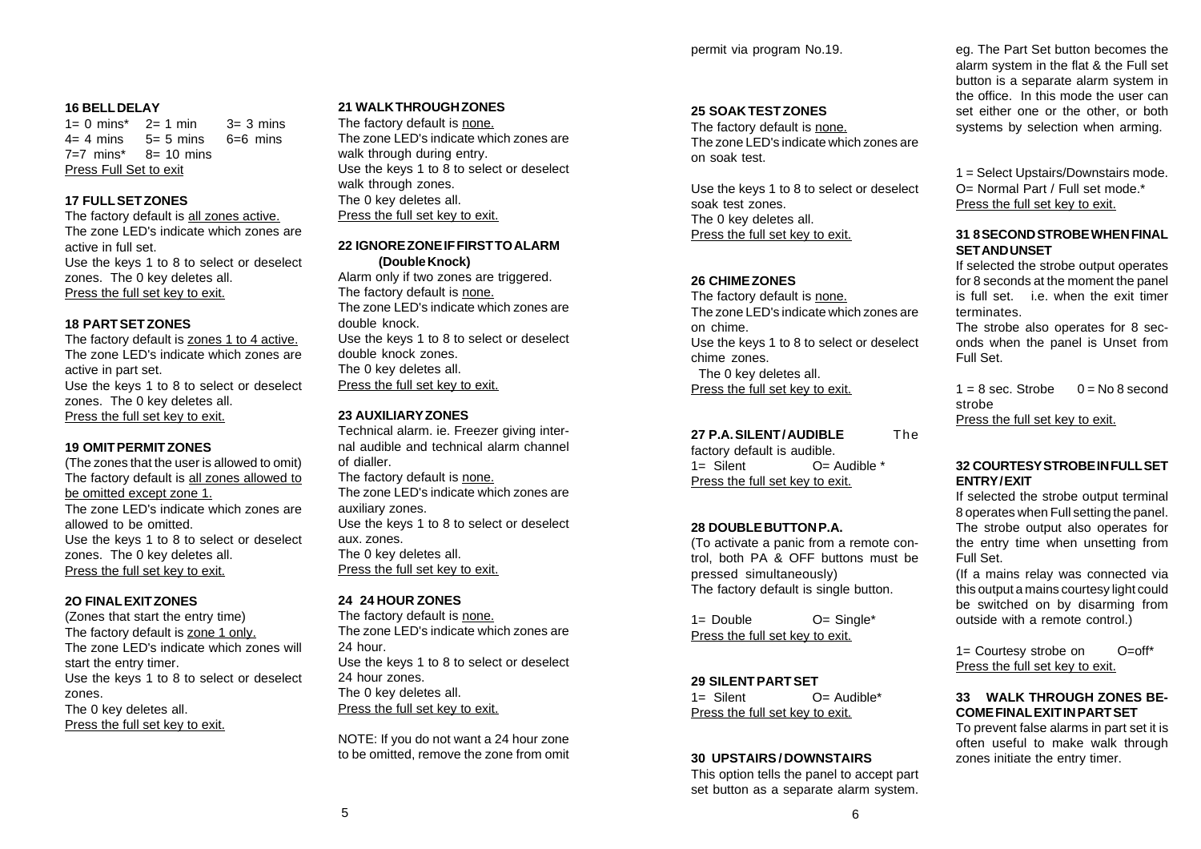### 16 BELL DELAY

1= 0 mins* 2= 1 min 3= 3 mins
4= 4 mins 5= 5 mins 6=6 mins
7=7 mins* 8= 10 mins
Press Full Set to exit

### 17 FULL SET ZONES

The factory default is all zones active.
The zone LED's indicate which zones are active in full set.
Use the keys 1 to 8 to select or deselect zones. The 0 key deletes all.
Press the full set key to exit.

### 18 PART SET ZONES

The factory default is zones 1 to 4 active.
The zone LED's indicate which zones are active in part set.
Use the keys 1 to 8 to select or deselect zones. The 0 key deletes all.
Press the full set key to exit.

### 19 OMIT PERMIT ZONES

(The zones that the user is allowed to omit)
The factory default is all zones allowed to be omitted except zone 1.
The zone LED's indicate which zones are allowed to be omitted.
Use the keys 1 to 8 to select or deselect zones. The 0 key deletes all.
Press the full set key to exit.

### 2O FINAL EXIT ZONES

(Zones that start the entry time)
The factory default is zone 1 only.
The zone LED's indicate which zones will start the entry timer.
Use the keys 1 to 8 to select or deselect zones.
The 0 key deletes all.
Press the full set key to exit.

### 21 WALK THROUGH ZONES

The factory default is none.
The zone LED's indicate which zones are walk through during entry.
Use the keys 1 to 8 to select or deselect walk through zones.
The 0 key deletes all.
Press the full set key to exit.

### 22 IGNORE ZONE IF FIRST TO ALARM (Double Knock)

Alarm only if two zones are triggered.
The factory default is none.
The zone LED's indicate which zones are double knock.
Use the keys 1 to 8 to select or deselect double knock zones.
The 0 key deletes all.
Press the full set key to exit.

### 23 AUXILIARY ZONES

Technical alarm. ie. Freezer giving internal audible and technical alarm channel of dialler.
The factory default is none.
The zone LED's indicate which zones are auxiliary zones.
Use the keys 1 to 8 to select or deselect aux. zones.
The 0 key deletes all.
Press the full set key to exit.

### 24 24 HOUR ZONES

The factory default is none.
The zone LED's indicate which zones are 24 hour.
Use the keys 1 to 8 to select or deselect 24 hour zones.
The 0 key deletes all.
Press the full set key to exit.

NOTE: If you do not want a 24 hour zone to be omitted, remove the zone from omit permit via program No.19.

### 25 SOAK TEST ZONES

The factory default is none.
The zone LED's indicate which zones are on soak test.

Use the keys 1 to 8 to select or deselect soak test zones.
The 0 key deletes all.
Press the full set key to exit.

### 26 CHIME ZONES

The factory default is none.
The zone LED's indicate which zones are on chime.
Use the keys 1 to 8 to select or deselect chime zones.
The 0 key deletes all.
Press the full set key to exit.

### 27 P.A. SILENT / AUDIBLE

The factory default is audible.
1= Silent O= Audible *
Press the full set key to exit.

### 28 DOUBLE BUTTON P.A.

(To activate a panic from a remote control, both PA & OFF buttons must be pressed simultaneously)
The factory default is single button.

1= Double O= Single*
Press the full set key to exit.

### 29 SILENT PART SET

1= Silent O= Audible*
Press the full set key to exit.

### 30 UPSTAIRS / DOWNSTAIRS

This option tells the panel to accept part set button as a separate alarm system. eg. The Part Set button becomes the alarm system in the flat & the Full set button is a separate alarm system in the office. In this mode the user can set either one or the other, or both systems by selection when arming.

1 = Select Upstairs/Downstairs mode.
O= Normal Part / Full set mode.*
Press the full set key to exit.

### 31 8 SECOND STROBE WHEN FINAL SET AND UNSET

If selected the strobe output operates for 8 seconds at the moment the panel is full set. i.e. when the exit timer terminates.
The strobe also operates for 8 seconds when the panel is Unset from Full Set.

1 = 8 sec. Strobe 0 = No 8 second strobe
Press the full set key to exit.

### 32 COURTESY STROBE IN FULL SET ENTRY / EXIT

If selected the strobe output terminal 8 operates when Full setting the panel. The strobe output also operates for the entry time when unsetting from Full Set.
(If a mains relay was connected via this output a mains courtesy light could be switched on by disarming from outside with a remote control.)

1= Courtesy strobe on O=off*
Press the full set key to exit.

### 33 WALK THROUGH ZONES BECOME FINAL EXIT IN PART SET

To prevent false alarms in part set it is often useful to make walk through zones initiate the entry timer.